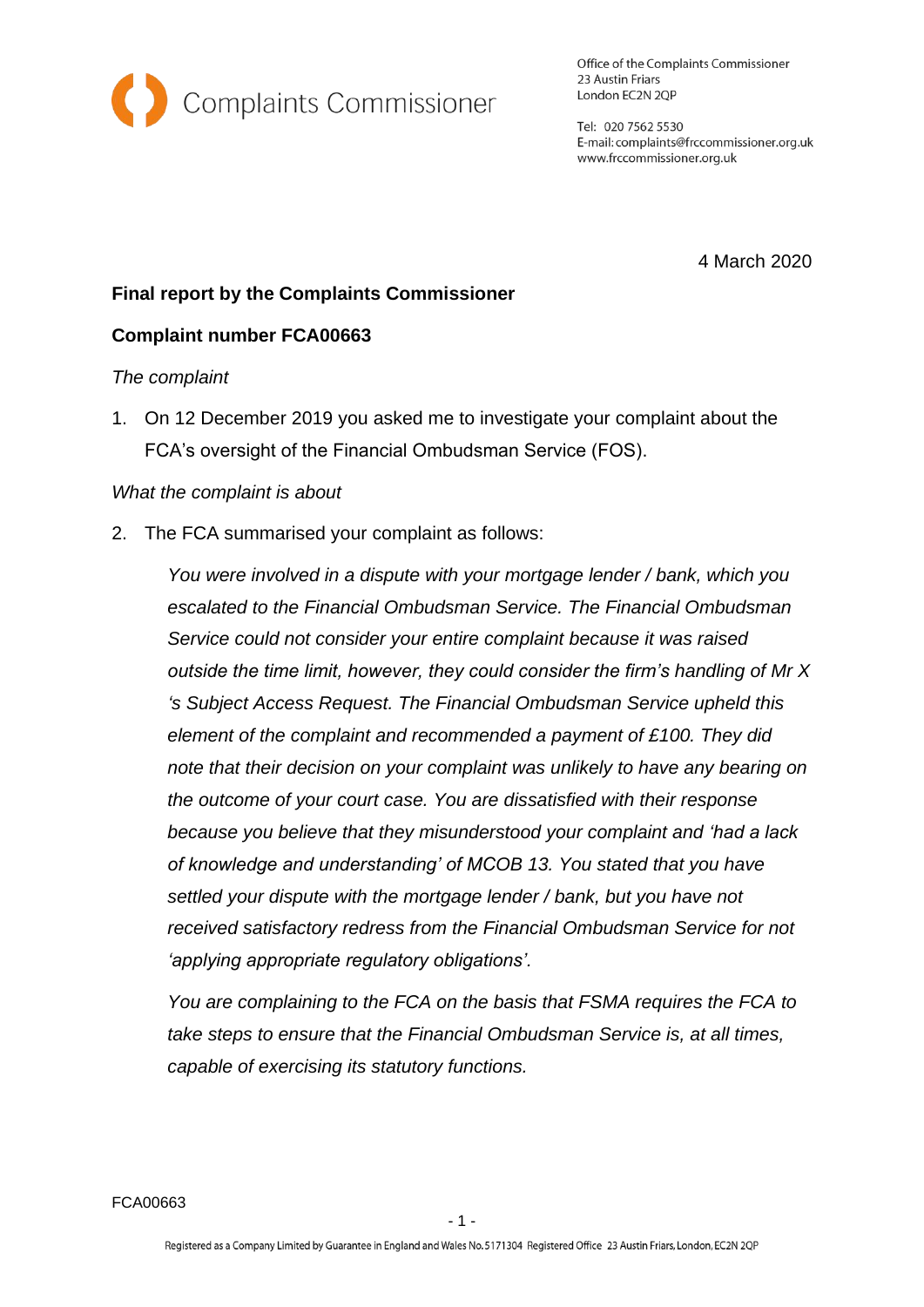Complaints Commissioner

Office of the Complaints Commissioner
23 Austin Friars
London EC2N 2QP

Tel: 020 7562 5530
E-mail: complaints@frccommissioner.org.uk
www.frccommissioner.org.uk

4 March 2020

**Final report by the Complaints Commissioner**

**Complaint number FCA00663**

*The complaint*

1. On 12 December 2019 you asked me to investigate your complaint about the FCA's oversight of the Financial Ombudsman Service (FOS).

*What the complaint is about*

2. The FCA summarised your complaint as follows:

   *You were involved in a dispute with your mortgage lender / bank, which you escalated to the Financial Ombudsman Service. The Financial Ombudsman Service could not consider your entire complaint because it was raised outside the time limit, however, they could consider the firm's handling of Mr X 's Subject Access Request. The Financial Ombudsman Service upheld this element of the complaint and recommended a payment of £100. They did note that their decision on your complaint was unlikely to have any bearing on the outcome of your court case. You are dissatisfied with their response because you believe that they misunderstood your complaint and 'had a lack of knowledge and understanding' of MCOB 13. You stated that you have settled your dispute with the mortgage lender / bank, but you have not received satisfactory redress from the Financial Ombudsman Service for not 'applying appropriate regulatory obligations'.*

   *You are complaining to the FCA on the basis that FSMA requires the FCA to take steps to ensure that the Financial Ombudsman Service is, at all times, capable of exercising its statutory functions.*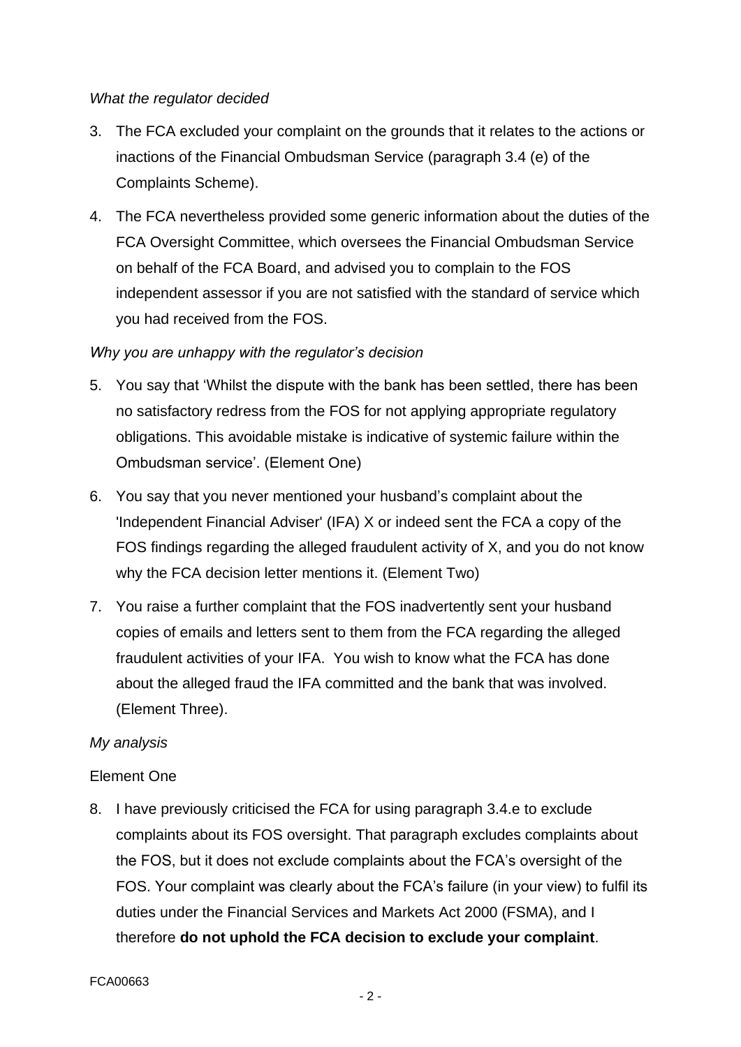*What the regulator decided*

3. The FCA excluded your complaint on the grounds that it relates to the actions or inactions of the Financial Ombudsman Service (paragraph 3.4 (e) of the Complaints Scheme).

4. The FCA nevertheless provided some generic information about the duties of the FCA Oversight Committee, which oversees the Financial Ombudsman Service on behalf of the FCA Board, and advised you to complain to the FOS independent assessor if you are not satisfied with the standard of service which you had received from the FOS.

*Why you are unhappy with the regulator's decision*

5. You say that 'Whilst the dispute with the bank has been settled, there has been no satisfactory redress from the FOS for not applying appropriate regulatory obligations. This avoidable mistake is indicative of systemic failure within the Ombudsman service'. (Element One)

6. You say that you never mentioned your husband's complaint about the 'Independent Financial Adviser' (IFA) X or indeed sent the FCA a copy of the FOS findings regarding the alleged fraudulent activity of X, and you do not know why the FCA decision letter mentions it. (Element Two)

7. You raise a further complaint that the FOS inadvertently sent your husband copies of emails and letters sent to them from the FCA regarding the alleged fraudulent activities of your IFA. You wish to know what the FCA has done about the alleged fraud the IFA committed and the bank that was involved. (Element Three).

*My analysis*

Element One

8. I have previously criticised the FCA for using paragraph 3.4.e to exclude complaints about its FOS oversight. That paragraph excludes complaints about the FOS, but it does not exclude complaints about the FCA's oversight of the FOS. Your complaint was clearly about the FCA's failure (in your view) to fulfil its duties under the Financial Services and Markets Act 2000 (FSMA), and I therefore **do not uphold the FCA decision to exclude your complaint**.

FCA00663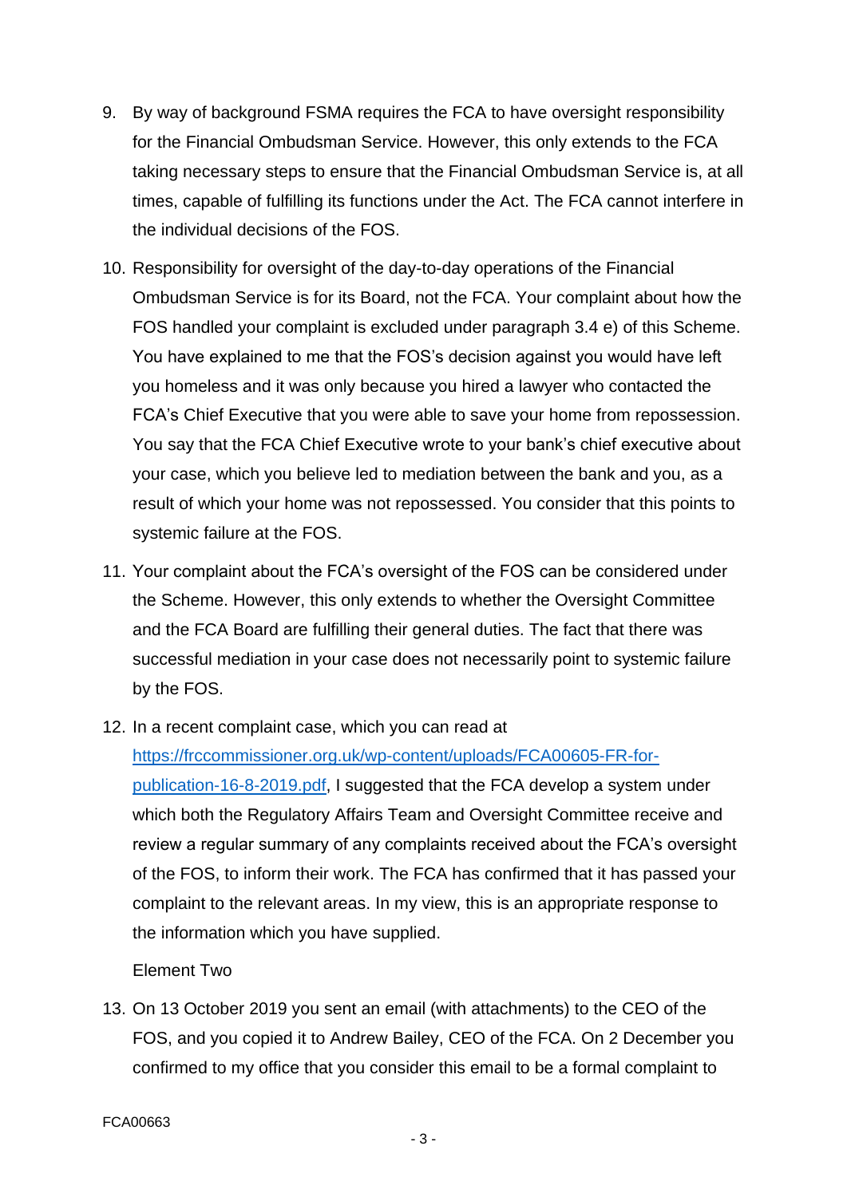9. By way of background FSMA requires the FCA to have oversight responsibility for the Financial Ombudsman Service. However, this only extends to the FCA taking necessary steps to ensure that the Financial Ombudsman Service is, at all times, capable of fulfilling its functions under the Act. The FCA cannot interfere in the individual decisions of the FOS.

10. Responsibility for oversight of the day-to-day operations of the Financial Ombudsman Service is for its Board, not the FCA. Your complaint about how the FOS handled your complaint is excluded under paragraph 3.4 e) of this Scheme. You have explained to me that the FOS's decision against you would have left you homeless and it was only because you hired a lawyer who contacted the FCA's Chief Executive that you were able to save your home from repossession. You say that the FCA Chief Executive wrote to your bank's chief executive about your case, which you believe led to mediation between the bank and you, as a result of which your home was not repossessed. You consider that this points to systemic failure at the FOS.

11. Your complaint about the FCA's oversight of the FOS can be considered under the Scheme. However, this only extends to whether the Oversight Committee and the FCA Board are fulfilling their general duties. The fact that there was successful mediation in your case does not necessarily point to systemic failure by the FOS.

12. In a recent complaint case, which you can read at [https://frccommissioner.org.uk/wp-content/uploads/FCA00605-FR-for-publication-16-8-2019.pdf](https://frccommissioner.org.uk/wp-content/uploads/FCA00605-FR-for-publication-16-8-2019.pdf), I suggested that the FCA develop a system under which both the Regulatory Affairs Team and Oversight Committee receive and review a regular summary of any complaints received about the FCA's oversight of the FOS, to inform their work. The FCA has confirmed that it has passed your complaint to the relevant areas. In my view, this is an appropriate response to the information which you have supplied.

Element Two

13. On 13 October 2019 you sent an email (with attachments) to the CEO of the FOS, and you copied it to Andrew Bailey, CEO of the FCA. On 2 December you confirmed to my office that you consider this email to be a formal complaint to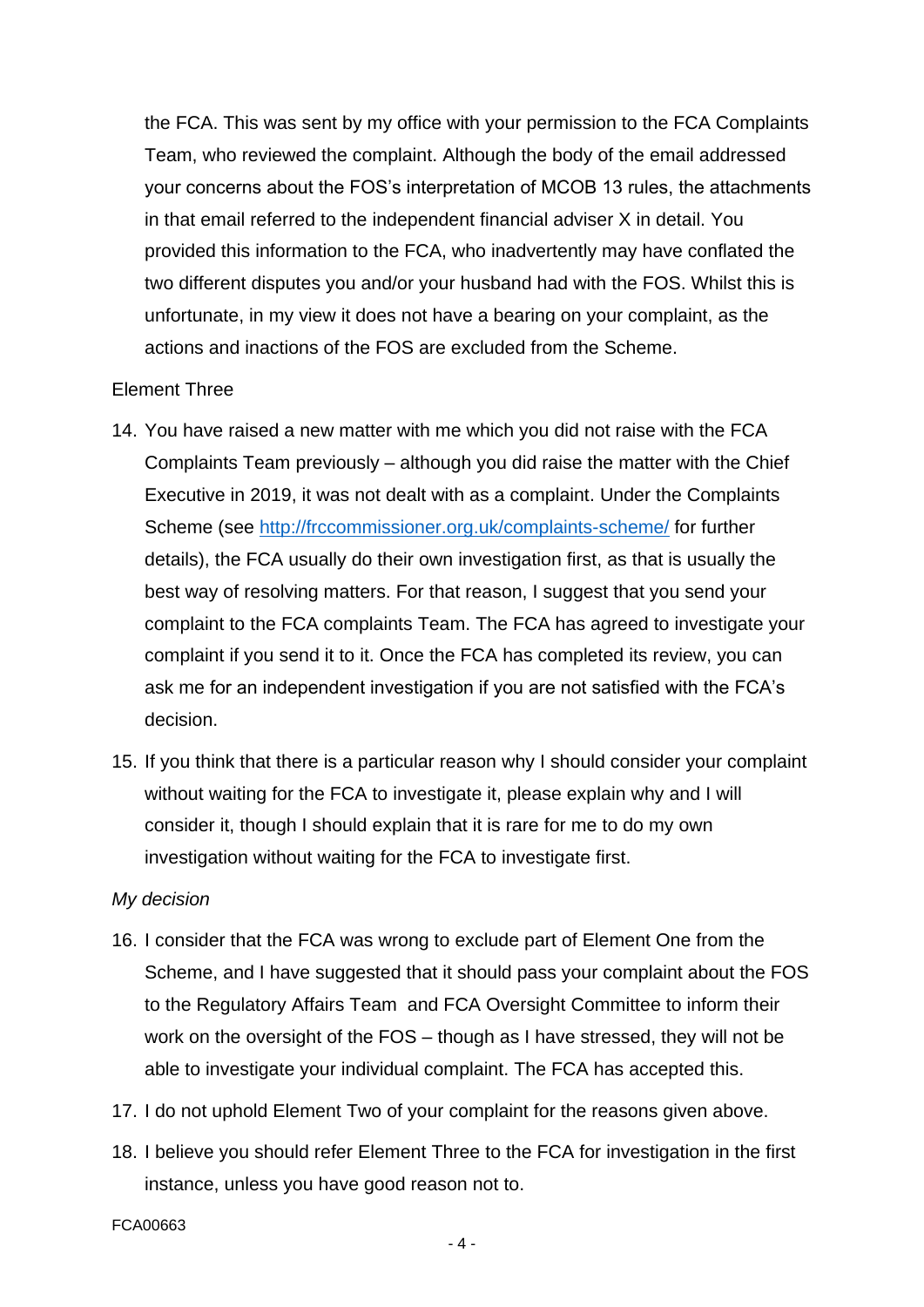the FCA. This was sent by my office with your permission to the FCA Complaints Team, who reviewed the complaint. Although the body of the email addressed your concerns about the FOS's interpretation of MCOB 13 rules, the attachments in that email referred to the independent financial adviser X in detail. You provided this information to the FCA, who inadvertently may have conflated the two different disputes you and/or your husband had with the FOS. Whilst this is unfortunate, in my view it does not have a bearing on your complaint, as the actions and inactions of the FOS are excluded from the Scheme.

Element Three

14. You have raised a new matter with me which you did not raise with the FCA Complaints Team previously – although you did raise the matter with the Chief Executive in 2019, it was not dealt with as a complaint. Under the Complaints Scheme (see http://frccommissioner.org.uk/complaints-scheme/ for further details), the FCA usually do their own investigation first, as that is usually the best way of resolving matters. For that reason, I suggest that you send your complaint to the FCA complaints Team. The FCA has agreed to investigate your complaint if you send it to it. Once the FCA has completed its review, you can ask me for an independent investigation if you are not satisfied with the FCA's decision.
15. If you think that there is a particular reason why I should consider your complaint without waiting for the FCA to investigate it, please explain why and I will consider it, though I should explain that it is rare for me to do my own investigation without waiting for the FCA to investigate first.

*My decision*

16. I consider that the FCA was wrong to exclude part of Element One from the Scheme, and I have suggested that it should pass your complaint about the FOS to the Regulatory Affairs Team and FCA Oversight Committee to inform their work on the oversight of the FOS – though as I have stressed, they will not be able to investigate your individual complaint. The FCA has accepted this.
17. I do not uphold Element Two of your complaint for the reasons given above.
18. I believe you should refer Element Three to the FCA for investigation in the first instance, unless you have good reason not to.

FCA00663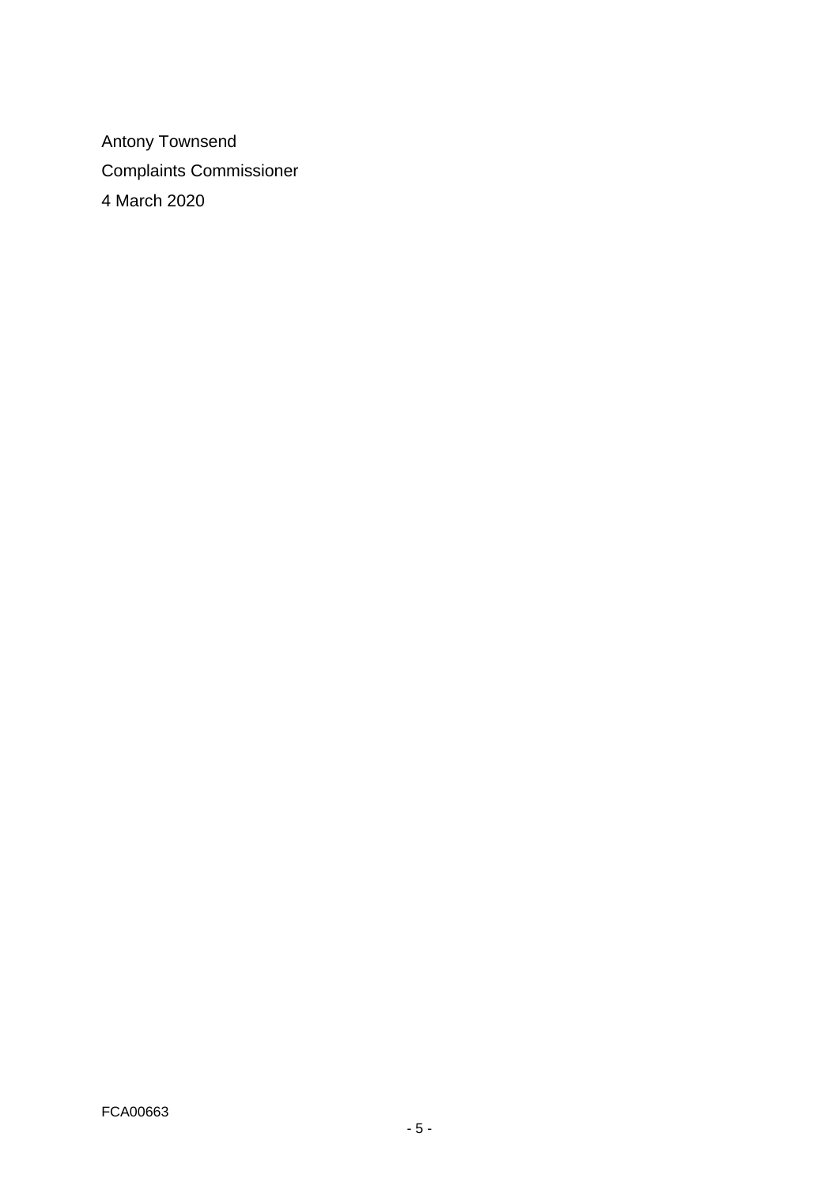Antony Townsend

Complaints Commissioner

4 March 2020

FCA00663